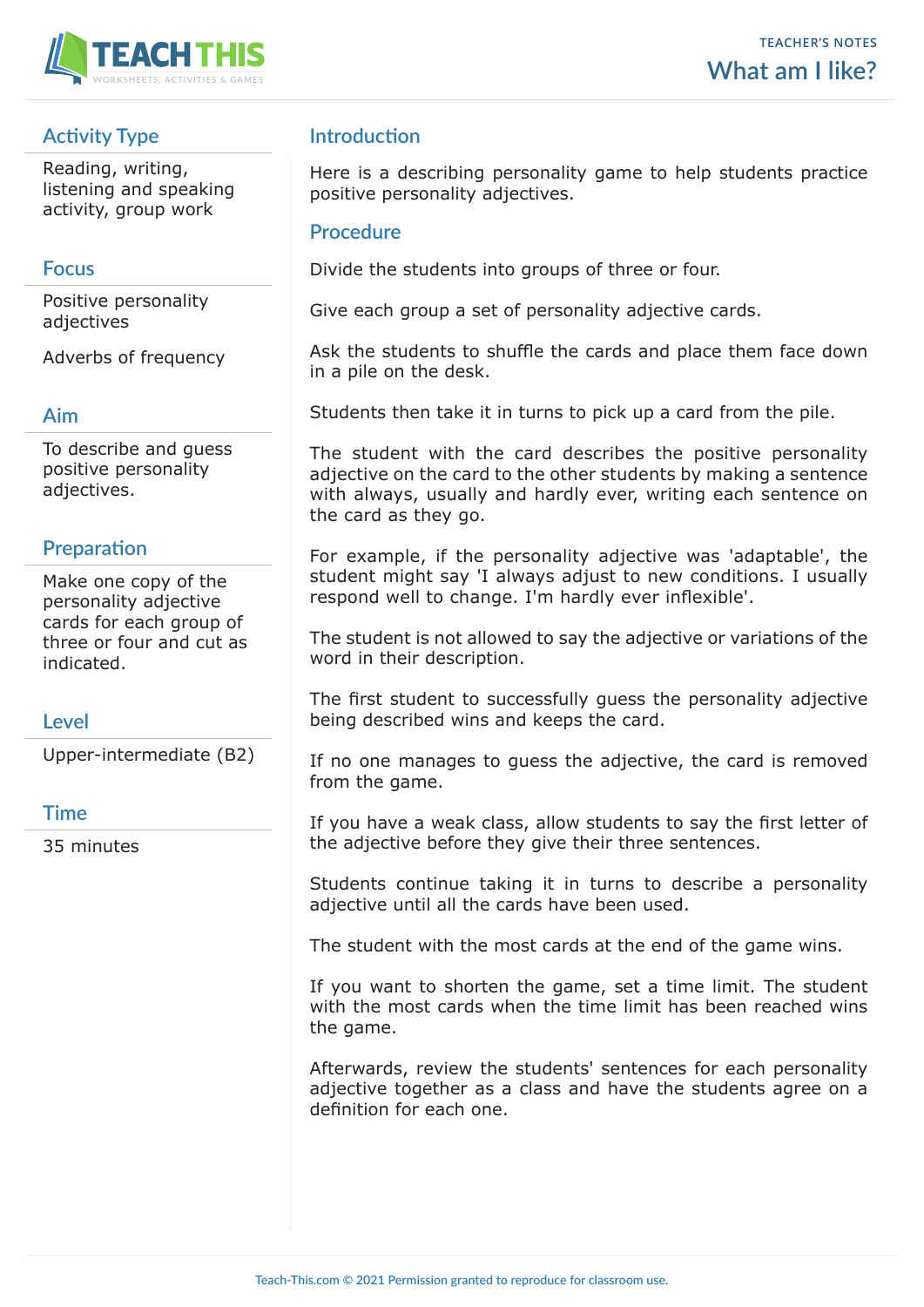TEACHER'S NOTES

# What am I like?

## Activity Type

Reading, writing, listening and speaking activity, group work

## Focus

Positive personality adjectives

Adverbs of frequency

## Aim

To describe and guess positive personality adjectives.

## Preparation

Make one copy of the personality adjective cards for each group of three or four and cut as indicated.

## Level

Upper-intermediate (B2)

## Time

35 minutes

## Introduction

Here is a describing personality game to help students practice positive personality adjectives.

## Procedure

Divide the students into groups of three or four.

Give each group a set of personality adjective cards.

Ask the students to shuffle the cards and place them face down in a pile on the desk.

Students then take it in turns to pick up a card from the pile.

The student with the card describes the positive personality adjective on the card to the other students by making a sentence with always, usually and hardly ever, writing each sentence on the card as they go.

For example, if the personality adjective was 'adaptable', the student might say 'I always adjust to new conditions. I usually respond well to change. I'm hardly ever inflexible'.

The student is not allowed to say the adjective or variations of the word in their description.

The first student to successfully guess the personality adjective being described wins and keeps the card.

If no one manages to guess the adjective, the card is removed from the game.

If you have a weak class, allow students to say the first letter of the adjective before they give their three sentences.

Students continue taking it in turns to describe a personality adjective until all the cards have been used.

The student with the most cards at the end of the game wins.

If you want to shorten the game, set a time limit. The student with the most cards when the time limit has been reached wins the game.

Afterwards, review the students' sentences for each personality adjective together as a class and have the students agree on a definition for each one.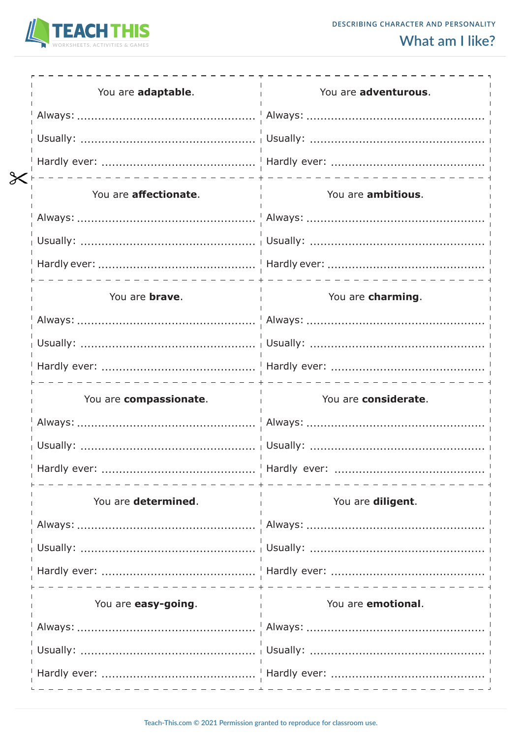## DESCRIBING CHARACTER AND PERSONALITY

# What am I like?

| | |
|---|---|
| You are **adaptable**.<br>Always: ..................................................<br>Usually: ..................................................<br>Hardly ever: .......................................... | You are **adventurous**.<br>Always: ..................................................<br>Usually: ..................................................<br>Hardly ever: .......................................... |
| You are **affectionate**.<br>Always: ..................................................<br>Usually: ..................................................<br>Hardly ever: .......................................... | You are **ambitious**.<br>Always: ..................................................<br>Usually: ..................................................<br>Hardly ever: .......................................... |
| You are **brave**.<br>Always: ..................................................<br>Usually: ..................................................<br>Hardly ever: .......................................... | You are **charming**.<br>Always: ..................................................<br>Usually: ..................................................<br>Hardly ever: .......................................... |
| You are **compassionate**.<br>Always: ..................................................<br>Usually: ..................................................<br>Hardly ever: .......................................... | You are **considerate**.<br>Always: ..................................................<br>Usually: ..................................................<br>Hardly ever: .......................................... |
| You are **determined**.<br>Always: ..................................................<br>Usually: ..................................................<br>Hardly ever: .......................................... | You are **diligent**.<br>Always: ..................................................<br>Usually: ..................................................<br>Hardly ever: .......................................... |
| You are **easy-going**.<br>Always: ..................................................<br>Usually: ..................................................<br>Hardly ever: .......................................... | You are **emotional**.<br>Always: ..................................................<br>Usually: ..................................................<br>Hardly ever: .......................................... |

Teach-This.com © 2021 Permission granted to reproduce for classroom use.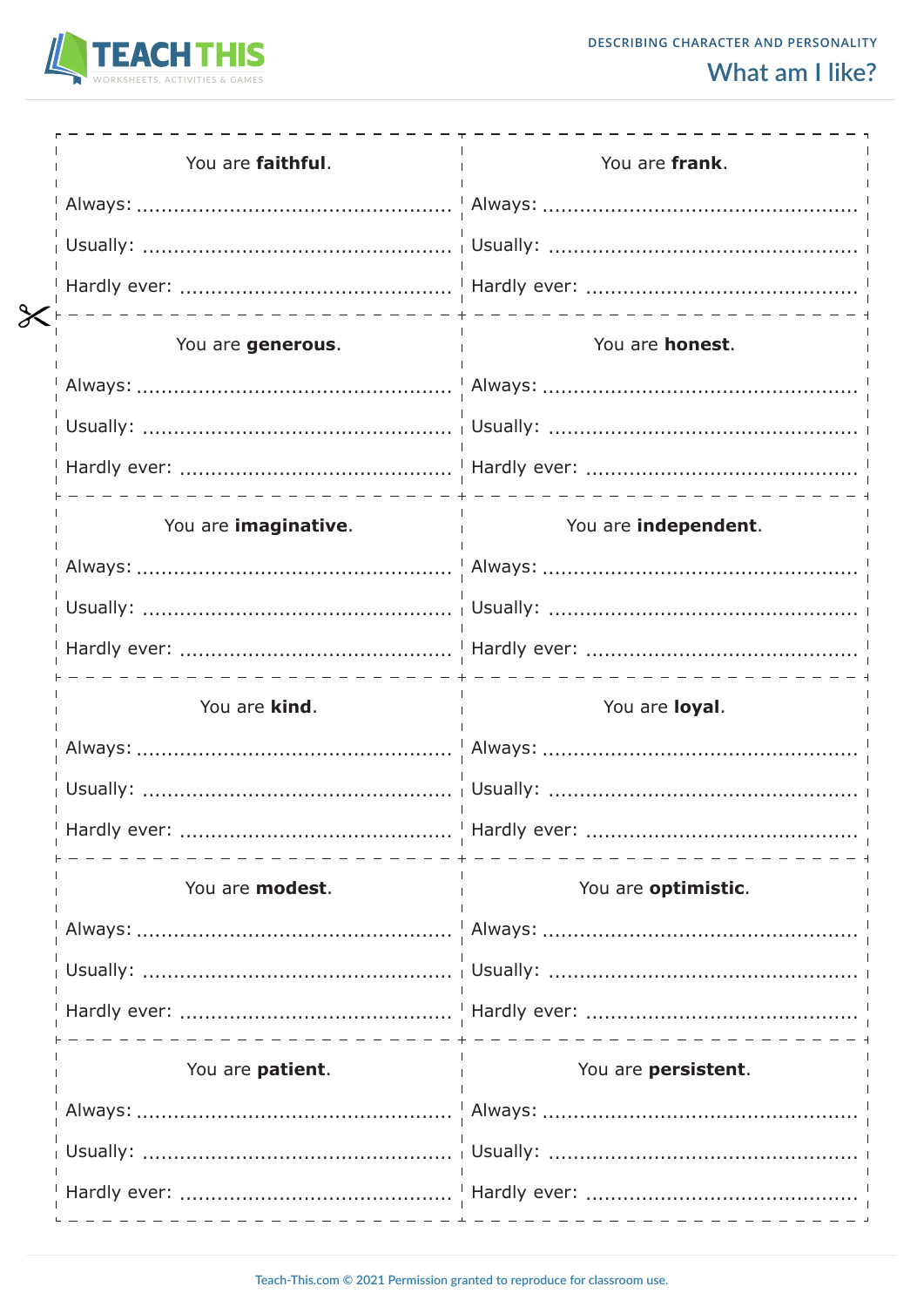DESCRIBING CHARACTER AND PERSONALITY

# What am I like?

| | |
|---|---|
| You are **faithful**.<br>Always: ..............................<br>Usually: ..............................<br>Hardly ever: .............................. | You are **frank**.<br>Always: ..............................<br>Usually: ..............................<br>Hardly ever: .............................. |
| You are **generous**.<br>Always: ..............................<br>Usually: ..............................<br>Hardly ever: .............................. | You are **honest**.<br>Always: ..............................<br>Usually: ..............................<br>Hardly ever: .............................. |
| You are **imaginative**.<br>Always: ..............................<br>Usually: ..............................<br>Hardly ever: .............................. | You are **independent**.<br>Always: ..............................<br>Usually: ..............................<br>Hardly ever: .............................. |
| You are **kind**.<br>Always: ..............................<br>Usually: ..............................<br>Hardly ever: .............................. | You are **loyal**.<br>Always: ..............................<br>Usually: ..............................<br>Hardly ever: .............................. |
| You are **modest**.<br>Always: ..............................<br>Usually: ..............................<br>Hardly ever: .............................. | You are **optimistic**.<br>Always: ..............................<br>Usually: ..............................<br>Hardly ever: .............................. |
| You are **patient**.<br>Always: ..............................<br>Usually: ..............................<br>Hardly ever: .............................. | You are **persistent**.<br>Always: ..............................<br>Usually: ..............................<br>Hardly ever: .............................. |

Teach-This.com © 2021 Permission granted to reproduce for classroom use.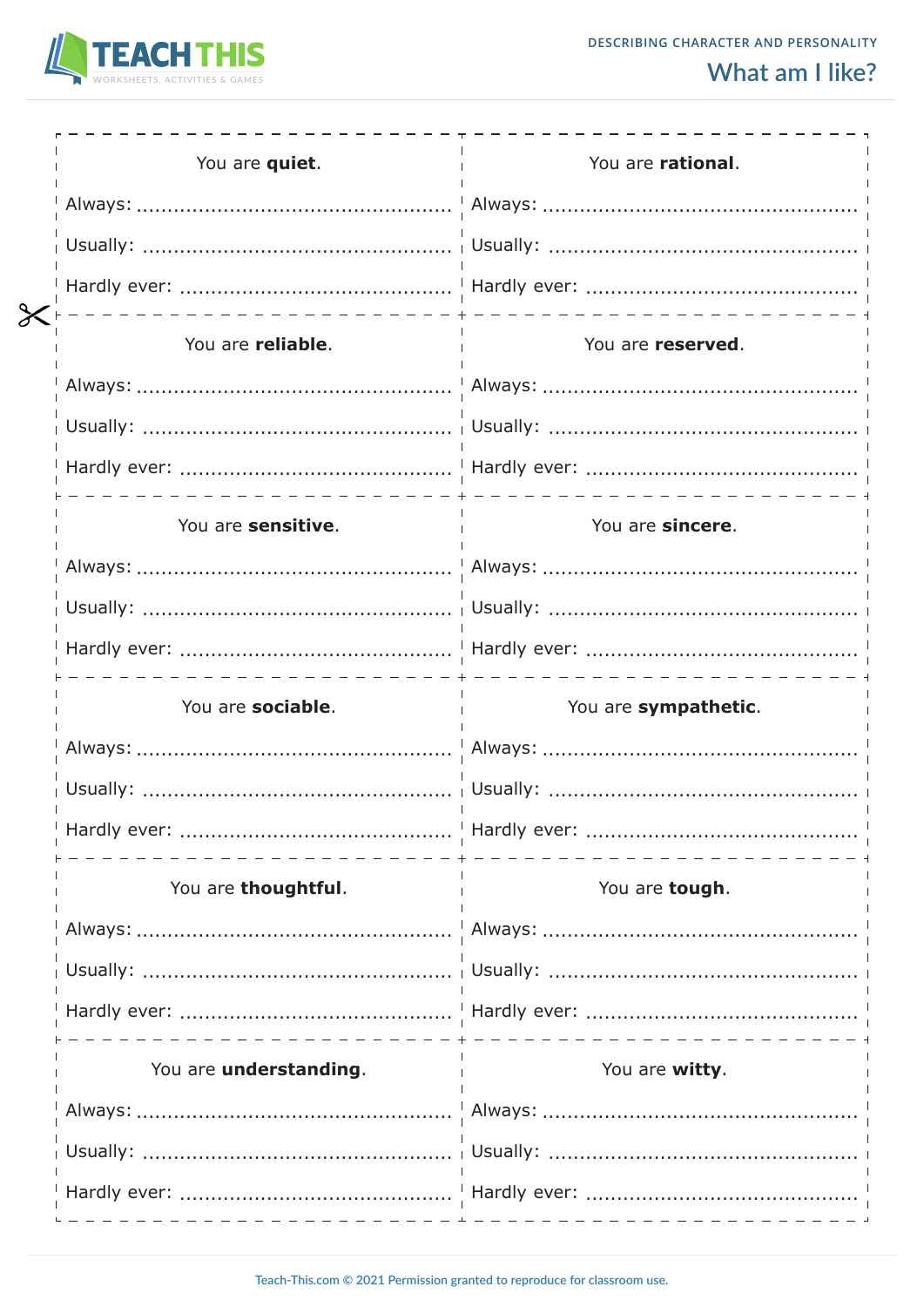You are **quiet**.

Always: ..................................................

Usually: ..................................................

Hardly ever: ..................................................

You are **rational**.

Always: ..................................................

Usually: ..................................................

Hardly ever: ..................................................

You are **reliable**.

Always: ..................................................

Usually: ..................................................

Hardly ever: ..................................................

You are **reserved**.

Always: ..................................................

Usually: ..................................................

Hardly ever: ..................................................

You are **sensitive**.

Always: ..................................................

Usually: ..................................................

Hardly ever: ..................................................

You are **sincere**.

Always: ..................................................

Usually: ..................................................

Hardly ever: ..................................................

You are **sociable**.

Always: ..................................................

Usually: ..................................................

Hardly ever: ..................................................

You are **sympathetic**.

Always: ..................................................

Usually: ..................................................

Hardly ever: ..................................................

You are **thoughtful**.

Always: ..................................................

Usually: ..................................................

Hardly ever: ..................................................

You are **tough**.

Always: ..................................................

Usually: ..................................................

Hardly ever: ..................................................

You are **understanding**.

Always: ..................................................

Usually: ..................................................

Hardly ever: ..................................................

You are **witty**.

Always: ..................................................

Usually: ..................................................

Hardly ever: ..................................................